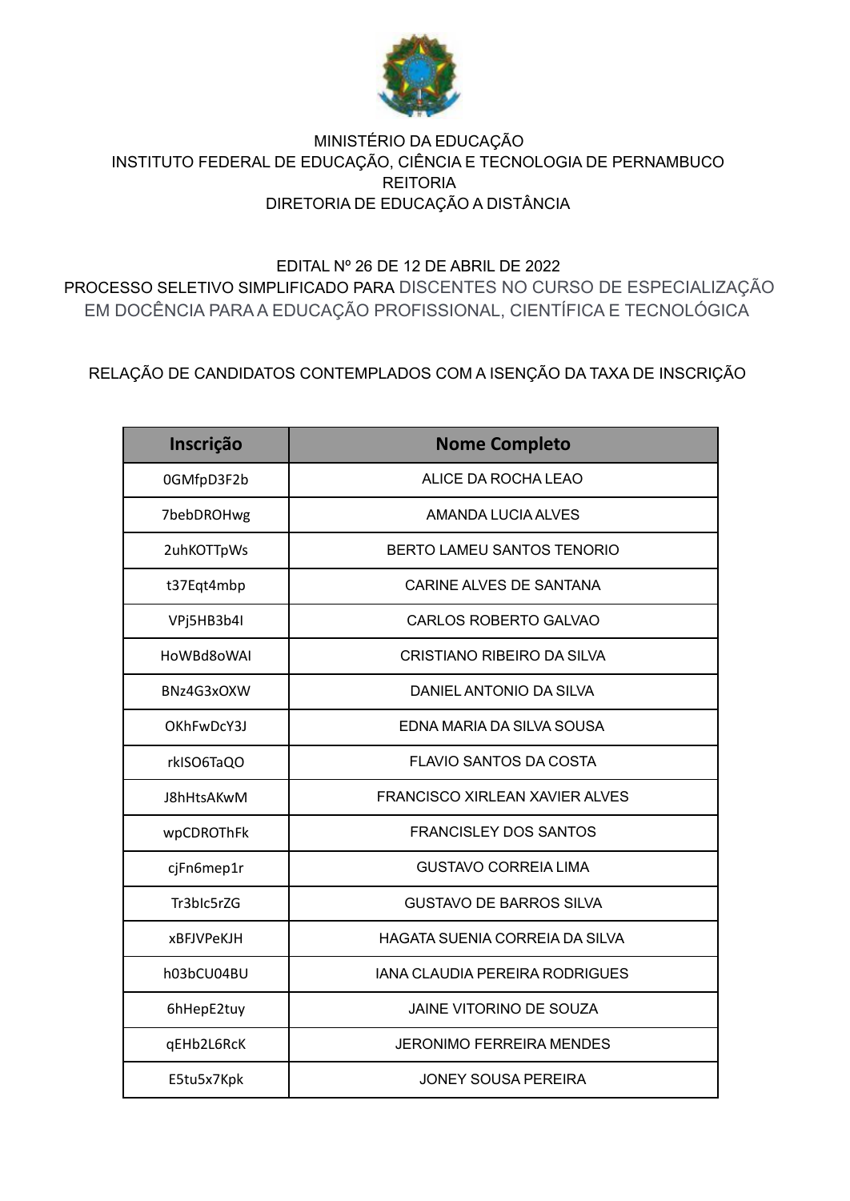MINISTÉRIO DA EDUCAÇÃO
INSTITUTO FEDERAL DE EDUCAÇÃO, CIÊNCIA E TECNOLOGIA DE PERNAMBUCO
REITORIA
DIRETORIA DE EDUCAÇÃO A DISTÂNCIA

EDITAL Nº 26 DE 12 DE ABRIL DE 2022
PROCESSO SELETIVO SIMPLIFICADO PARA DISCENTES NO CURSO DE ESPECIALIZAÇÃO EM DOCÊNCIA PARA A EDUCAÇÃO PROFISSIONAL, CIENTÍFICA E TECNOLÓGICA

RELAÇÃO DE CANDIDATOS CONTEMPLADOS COM A ISENÇÃO DA TAXA DE INSCRIÇÃO

| Inscrição | Nome Completo |
|---|---|
| 0GMfpD3F2b | ALICE DA ROCHA LEAO |
| 7bebDROHwg | AMANDA LUCIA ALVES |
| 2uhKOTTpWs | BERTO LAMEU SANTOS TENORIO |
| t37Eqt4mbp | CARINE ALVES DE SANTANA |
| VPj5HB3b4I | CARLOS ROBERTO GALVAO |
| HoWBd8oWAI | CRISTIANO RIBEIRO DA SILVA |
| BNz4G3xOXW | DANIEL ANTONIO DA SILVA |
| OKhFwDcY3J | EDNA MARIA DA SILVA SOUSA |
| rkISO6TaQO | FLAVIO SANTOS DA COSTA |
| J8hHtsAKwM | FRANCISCO XIRLEAN XAVIER ALVES |
| wpCDROThFk | FRANCISLEY DOS SANTOS |
| cjFn6mep1r | GUSTAVO CORREIA LIMA |
| Tr3bIc5rZG | GUSTAVO DE BARROS SILVA |
| xBFJVPeKJH | HAGATA SUENIA CORREIA DA SILVA |
| h03bCU04BU | IANA CLAUDIA PEREIRA RODRIGUES |
| 6hHepE2tuy | JAINE VITORINO DE SOUZA |
| qEHb2L6RcK | JERONIMO FERREIRA MENDES |
| E5tu5x7Kpk | JONEY SOUSA PEREIRA |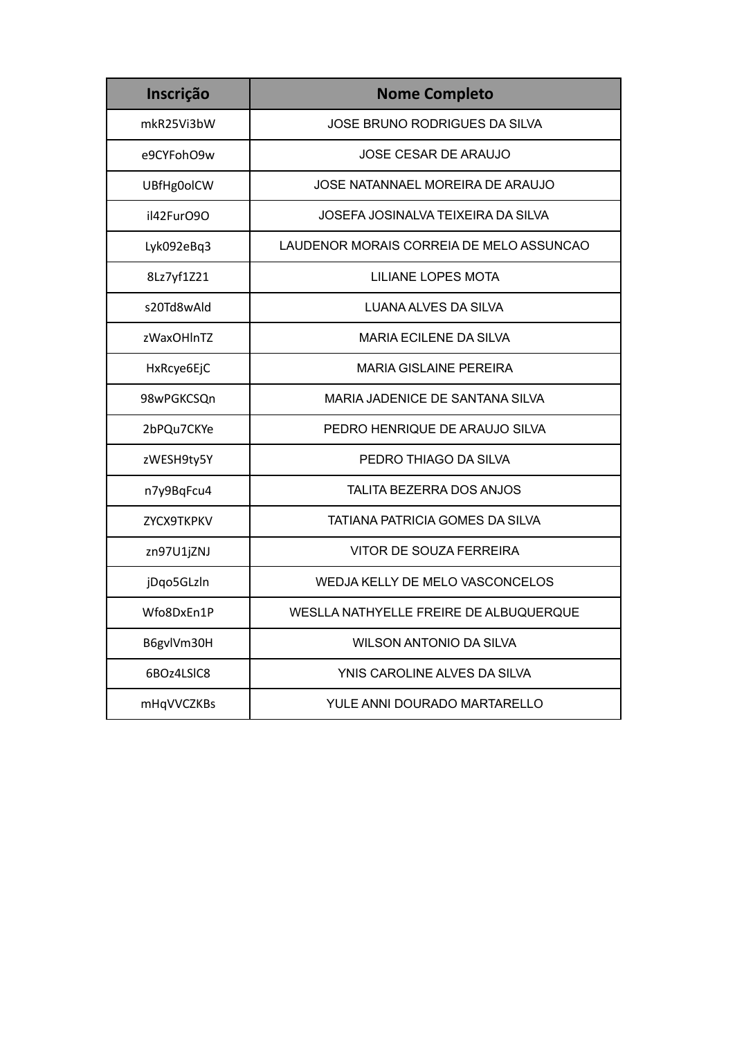| Inscrição | Nome Completo |
| --- | --- |
| mkR25Vi3bW | JOSE BRUNO RODRIGUES DA SILVA |
| e9CYFohO9w | JOSE CESAR DE ARAUJO |
| UBfHg0olCW | JOSE NATANNAEL MOREIRA DE ARAUJO |
| il42FurO9O | JOSEFA JOSINALVA TEIXEIRA DA SILVA |
| Lyk092eBq3 | LAUDENOR MORAIS CORREIA DE MELO ASSUNCAO |
| 8Lz7yf1Z21 | LILIANE LOPES MOTA |
| s20Td8wAld | LUANA ALVES DA SILVA |
| zWaxOHlnTZ | MARIA ECILENE DA SILVA |
| HxRcye6EjC | MARIA GISLAINE PEREIRA |
| 98wPGKCSQn | MARIA JADENICE DE SANTANA SILVA |
| 2bPQu7CKYe | PEDRO HENRIQUE DE ARAUJO SILVA |
| zWESH9ty5Y | PEDRO THIAGO DA SILVA |
| n7y9BqFcu4 | TALITA BEZERRA DOS ANJOS |
| ZYCX9TKPKV | TATIANA PATRICIA GOMES DA SILVA |
| zn97U1jZNJ | VITOR DE SOUZA FERREIRA |
| jDqo5GLzln | WEDJA KELLY DE MELO VASCONCELOS |
| Wfo8DxEn1P | WESLLA NATHYELLE FREIRE DE ALBUQUERQUE |
| B6gvlVm30H | WILSON ANTONIO DA SILVA |
| 6BOz4LSlC8 | YNIS CAROLINE ALVES DA SILVA |
| mHqVVCZKBs | YULE ANNI DOURADO MARTARELLO |